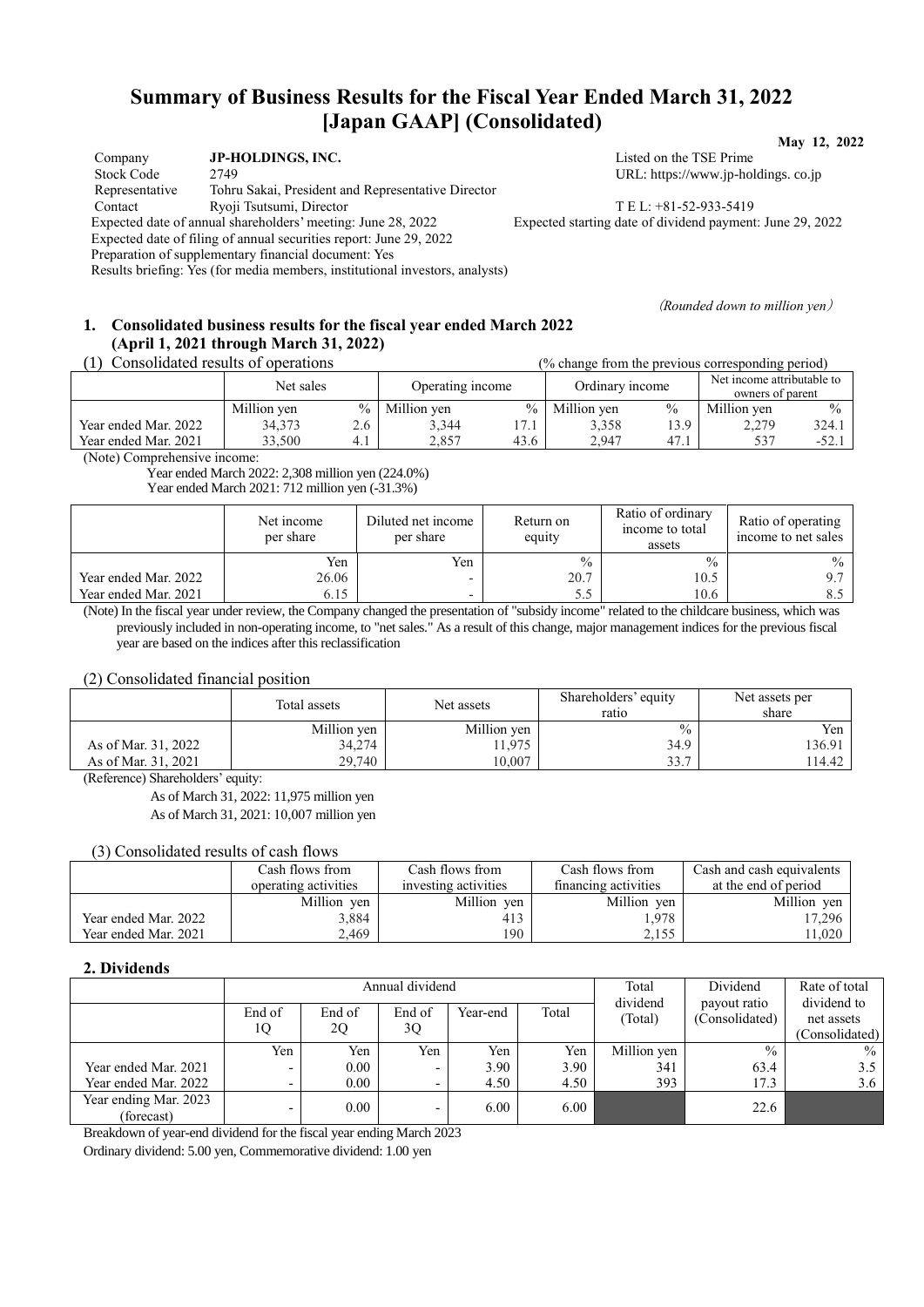# Summary of Business Results for the Fiscal Year Ended March 31, 2022 [Japan GAAP] (Consolidated)

May 12, 2022

| | | |
|---|---|---|
| Company | **JP-HOLDINGS, INC.** | Listed on the TSE Prime |
| Stock Code | 2749 | URL: https://www.jp-holdings. co.jp |
| Representative | Tohru Sakai, President and Representative Director | |
| Contact | Ryoji Tsutsumi, Director | T E L: +81-52-933-5419 |

Expected date of annual shareholders' meeting: June 28, 2022 　Expected starting date of dividend payment: June 29, 2022
Expected date of filing of annual securities report: June 29, 2022
Preparation of supplementary financial document: Yes
Results briefing: Yes (for media members, institutional investors, analysts)

(Rounded down to million yen)

## 1. Consolidated business results for the fiscal year ended March 2022 (April 1, 2021 through March 31, 2022)

(1) Consolidated results of operations (% change from the previous corresponding period)

| | Net sales | | Operating income | | Ordinary income | | Net income attributable to owners of parent | |
|---|---|---|---|---|---|---|---|---|
| | Million yen | % | Million yen | % | Million yen | % | Million yen | % |
| Year ended Mar. 2022 | 34,373 | 2.6 | 3,344 | 17.1 | 3,358 | 13.9 | 2,279 | 324.1 |
| Year ended Mar. 2021 | 33,500 | 4.1 | 2,857 | 43.6 | 2,947 | 47.1 | 537 | -52.1 |

(Note) Comprehensive income:
Year ended March 2022: 2,308 million yen (224.0%)
Year ended March 2021: 712 million yen (-31.3%)

| | Net income per share | Diluted net income per share | Return on equity | Ratio of ordinary income to total assets | Ratio of operating income to net sales |
|---|---|---|---|---|---|
| | Yen | Yen | % | % | % |
| Year ended Mar. 2022 | 26.06 | - | 20.7 | 10.5 | 9.7 |
| Year ended Mar. 2021 | 6.15 | - | 5.5 | 10.6 | 8.5 |

(Note) In the fiscal year under review, the Company changed the presentation of "subsidy income" related to the childcare business, which was previously included in non-operating income, to "net sales." As a result of this change, major management indices for the previous fiscal year are based on the indices after this reclassification

(2) Consolidated financial position

| | Total assets | Net assets | Shareholders' equity ratio | Net assets per share |
|---|---|---|---|---|
| | Million yen | Million yen | % | Yen |
| As of Mar. 31, 2022 | 34,274 | 11,975 | 34.9 | 136.91 |
| As of Mar. 31, 2021 | 29,740 | 10,007 | 33.7 | 114.42 |

(Reference) Shareholders' equity:
As of March 31, 2022: 11,975 million yen
As of March 31, 2021: 10,007 million yen

(3) Consolidated results of cash flows

| | Cash flows from operating activities | Cash flows from investing activities | Cash flows from financing activities | Cash and cash equivalents at the end of period |
|---|---|---|---|---|
| | Million yen | Million yen | Million yen | Million yen |
| Year ended Mar. 2022 | 3,884 | 413 | 1,978 | 17,296 |
| Year ended Mar. 2021 | 2,469 | 190 | 2,155 | 11,020 |

## 2. Dividends

| | Annual dividend | | | | | Total dividend (Total) | Dividend payout ratio (Consolidated) | Rate of total dividend to net assets (Consolidated) |
|---|---|---|---|---|---|---|---|---|
| | End of 1Q | End of 2Q | End of 3Q | Year-end | Total | | | |
| | Yen | Yen | Yen | Yen | Yen | Million yen | % | % |
| Year ended Mar. 2021 | - | 0.00 | - | 3.90 | 3.90 | 341 | 63.4 | 3.5 |
| Year ended Mar. 2022 | - | 0.00 | - | 4.50 | 4.50 | 393 | 17.3 | 3.6 |
| Year ending Mar. 2023 (forecast) | - | 0.00 | - | 6.00 | 6.00 | | 22.6 | |

Breakdown of year-end dividend for the fiscal year ending March 2023
Ordinary dividend: 5.00 yen, Commemorative dividend: 1.00 yen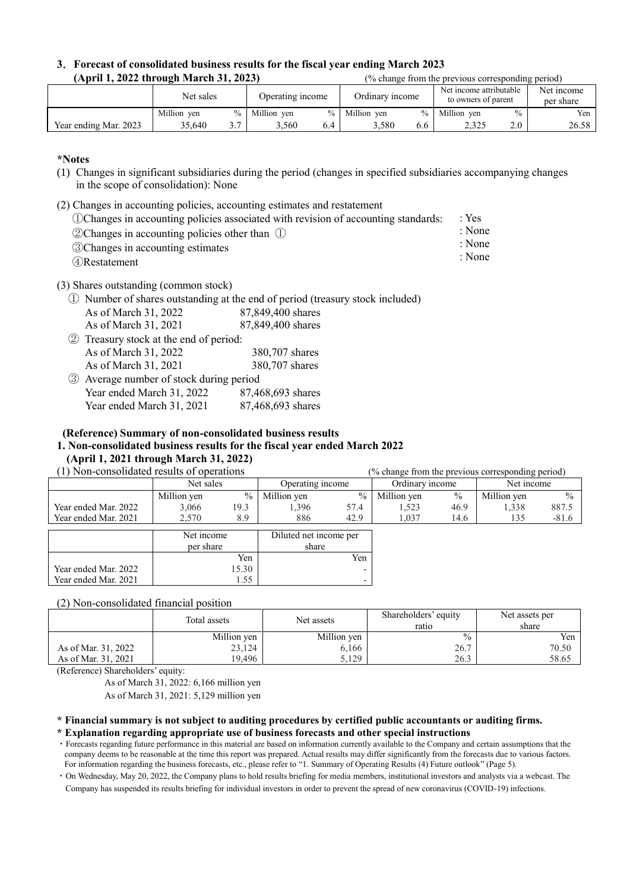## 3. Forecast of consolidated business results for the fiscal year ending March 2023
**(April 1, 2022 through March 31, 2023)** (% change from the previous corresponding period)

| | Net sales | | Operating income | | Ordinary income | | Net income attributable to owners of parent | | Net income per share |
|---|---|---|---|---|---|---|---|---|---|
| | Million yen | % | Million yen | % | Million yen | % | Million yen | % | Yen |
| Year ending Mar. 2023 | 35,640 | 3.7 | 3,560 | 6.4 | 3,580 | 6.6 | 2,325 | 2.0 | 26.58 |

**\*Notes**

(1) Changes in significant subsidiaries during the period (changes in specified subsidiaries accompanying changes in the scope of consolidation): None

(2) Changes in accounting policies, accounting estimates and restatement

①Changes in accounting policies associated with revision of accounting standards: : Yes

②Changes in accounting policies other than ① : None

③Changes in accounting estimates : None

④Restatement : None

(3) Shares outstanding (common stock)

① Number of shares outstanding at the end of period (treasury stock included)

As of March 31, 2022 87,849,400 shares

As of March 31, 2021 87,849,400 shares

② Treasury stock at the end of period:

As of March 31, 2022 380,707 shares

As of March 31, 2021 380,707 shares

③ Average number of stock during period

Year ended March 31, 2022 87,468,693 shares

Year ended March 31, 2021 87,468,693 shares

**(Reference) Summary of non-consolidated business results**

**1. Non-consolidated business results for the fiscal year ended March 2022**
**(April 1, 2021 through March 31, 2022)**

(1) Non-consolidated results of operations (% change from the previous corresponding period)

| | Net sales | | Operating income | | Ordinary income | | Net income | |
|---|---|---|---|---|---|---|---|---|
| | Million yen | % | Million yen | % | Million yen | % | Million yen | % |
| Year ended Mar. 2022 | 3,066 | 19.3 | 1,396 | 57.4 | 1,523 | 46.9 | 1,338 | 887.5 |
| Year ended Mar. 2021 | 2,570 | 8.9 | 886 | 42.9 | 1,037 | 14.6 | 135 | -81.6 |

| | Net income per share | Diluted net income per share |
|---|---|---|
| | Yen | Yen |
| Year ended Mar. 2022 | 15.30 | - |
| Year ended Mar. 2021 | 1.55 | - |

(2) Non-consolidated financial position

| | Total assets | Net assets | Shareholders' equity ratio | Net assets per share |
|---|---|---|---|---|
| | Million yen | Million yen | % | Yen |
| As of Mar. 31, 2022 | 23,124 | 6,166 | 26.7 | 70.50 |
| As of Mar. 31, 2021 | 19,496 | 5,129 | 26.3 | 58.65 |

(Reference) Shareholders' equity:

As of March 31, 2022: 6,166 million yen

As of March 31, 2021: 5,129 million yen

**\* Financial summary is not subject to auditing procedures by certified public accountants or auditing firms.**

**\* Explanation regarding appropriate use of business forecasts and other special instructions**

・Forecasts regarding future performance in this material are based on information currently available to the Company and certain assumptions that the company deems to be reasonable at the time this report was prepared. Actual results may differ significantly from the forecasts due to various factors. For information regarding the business forecasts, etc., please refer to "1. Summary of Operating Results (4) Future outlook" (Page 5).

・On Wednesday, May 20, 2022, the Company plans to hold results briefing for media members, institutional investors and analysts via a webcast. The Company has suspended its results briefing for individual investors in order to prevent the spread of new coronavirus (COVID-19) infections.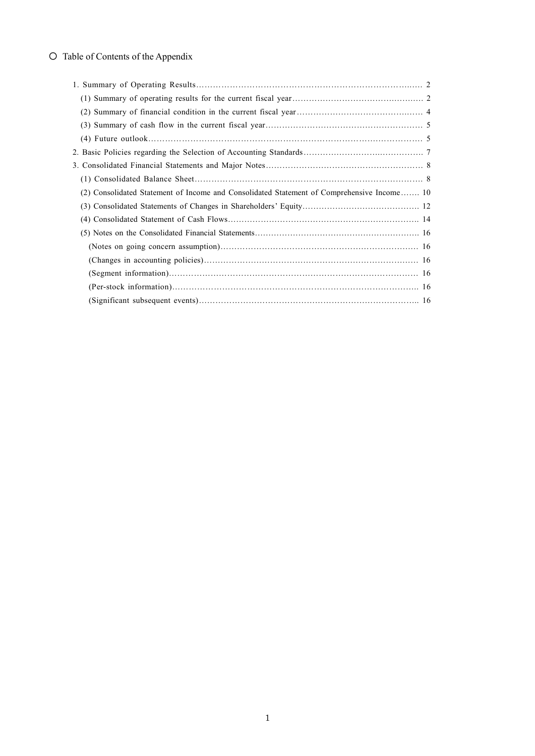○ Table of Contents of the Appendix

1. Summary of Operating Results……………………………………………………………………… 2
   (1) Summary of operating results for the current fiscal year………………………………………… 2
   (2) Summary of financial condition in the current fiscal year………………………………………… 4
   (3) Summary of cash flow in the current fiscal year………………………………………………… 5
   (4) Future outlook……………………………………………………………………………………… 5
2. Basic Policies regarding the Selection of Accounting Standards……………………………………. 7
3. Consolidated Financial Statements and Major Notes………………………………………………… 8
   (1) Consolidated Balance Sheet………………………………………………………………………. 8
   (2) Consolidated Statement of Income and Consolidated Statement of Comprehensive Income……. 10
   (3) Consolidated Statements of Changes in Shareholders' Equity……………………………………. 12
   (4) Consolidated Statement of Cash Flows…………………………………………………………… 14
   (5) Notes on the Consolidated Financial Statements…………………………………………………… 16
      (Notes on going concern assumption)……………………………………………………………… 16
      (Changes in accounting policies)…………………………………………………………………… 16
      (Segment information)……………………………………………………………………………… 16
      (Per-stock information)……………………………………………………………………………… 16
      (Significant subsequent events)……………………………………………………………………… 16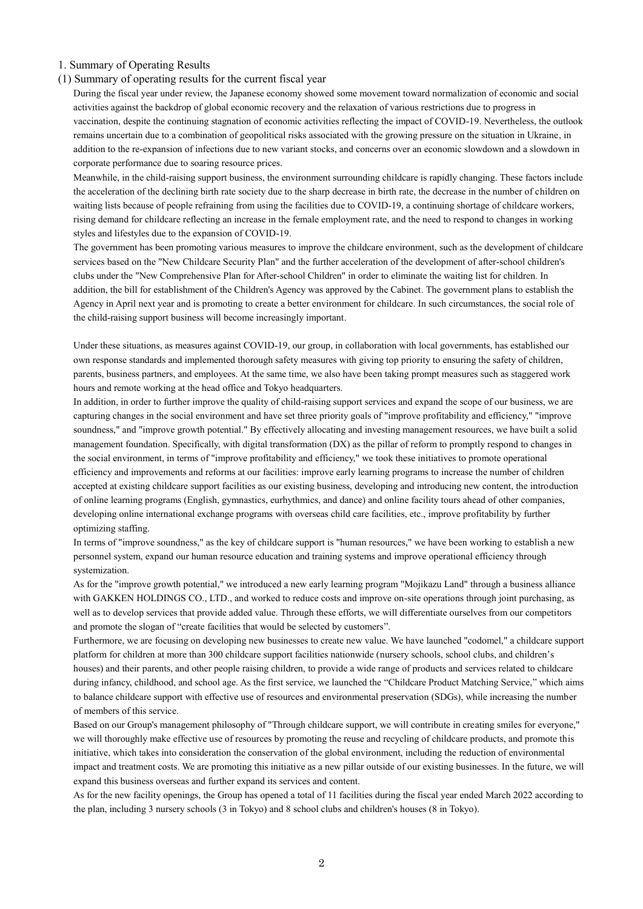## 1. Summary of Operating Results

### (1) Summary of operating results for the current fiscal year

During the fiscal year under review, the Japanese economy showed some movement toward normalization of economic and social activities against the backdrop of global economic recovery and the relaxation of various restrictions due to progress in vaccination, despite the continuing stagnation of economic activities reflecting the impact of COVID-19. Nevertheless, the outlook remains uncertain due to a combination of geopolitical risks associated with the growing pressure on the situation in Ukraine, in addition to the re-expansion of infections due to new variant stocks, and concerns over an economic slowdown and a slowdown in corporate performance due to soaring resource prices.

Meanwhile, in the child-raising support business, the environment surrounding childcare is rapidly changing. These factors include the acceleration of the declining birth rate society due to the sharp decrease in birth rate, the decrease in the number of children on waiting lists because of people refraining from using the facilities due to COVID-19, a continuing shortage of childcare workers, rising demand for childcare reflecting an increase in the female employment rate, and the need to respond to changes in working styles and lifestyles due to the expansion of COVID-19.

The government has been promoting various measures to improve the childcare environment, such as the development of childcare services based on the "New Childcare Security Plan" and the further acceleration of the development of after-school children's clubs under the "New Comprehensive Plan for After-school Children" in order to eliminate the waiting list for children. In addition, the bill for establishment of the Children's Agency was approved by the Cabinet. The government plans to establish the Agency in April next year and is promoting to create a better environment for childcare. In such circumstances, the social role of the child-raising support business will become increasingly important.

Under these situations, as measures against COVID-19, our group, in collaboration with local governments, has established our own response standards and implemented thorough safety measures with giving top priority to ensuring the safety of children, parents, business partners, and employees. At the same time, we also have been taking prompt measures such as staggered work hours and remote working at the head office and Tokyo headquarters.

In addition, in order to further improve the quality of child-raising support services and expand the scope of our business, we are capturing changes in the social environment and have set three priority goals of "improve profitability and efficiency," "improve soundness," and "improve growth potential." By effectively allocating and investing management resources, we have built a solid management foundation. Specifically, with digital transformation (DX) as the pillar of reform to promptly respond to changes in the social environment, in terms of "improve profitability and efficiency," we took these initiatives to promote operational efficiency and improvements and reforms at our facilities: improve early learning programs to increase the number of children accepted at existing childcare support facilities as our existing business, developing and introducing new content, the introduction of online learning programs (English, gymnastics, eurhythmics, and dance) and online facility tours ahead of other companies, developing online international exchange programs with overseas child care facilities, etc., improve profitability by further optimizing staffing.

In terms of "improve soundness," as the key of childcare support is "human resources," we have been working to establish a new personnel system, expand our human resource education and training systems and improve operational efficiency through systemization.

As for the "improve growth potential," we introduced a new early learning program "Mojikazu Land" through a business alliance with GAKKEN HOLDINGS CO., LTD., and worked to reduce costs and improve on-site operations through joint purchasing, as well as to develop services that provide added value. Through these efforts, we will differentiate ourselves from our competitors and promote the slogan of "create facilities that would be selected by customers".

Furthermore, we are focusing on developing new businesses to create new value. We have launched "codomel," a childcare support platform for children at more than 300 childcare support facilities nationwide (nursery schools, school clubs, and children's houses) and their parents, and other people raising children, to provide a wide range of products and services related to childcare during infancy, childhood, and school age. As the first service, we launched the "Childcare Product Matching Service," which aims to balance childcare support with effective use of resources and environmental preservation (SDGs), while increasing the number of members of this service.

Based on our Group's management philosophy of "Through childcare support, we will contribute in creating smiles for everyone," we will thoroughly make effective use of resources by promoting the reuse and recycling of childcare products, and promote this initiative, which takes into consideration the conservation of the global environment, including the reduction of environmental impact and treatment costs. We are promoting this initiative as a new pillar outside of our existing businesses. In the future, we will expand this business overseas and further expand its services and content.

As for the new facility openings, the Group has opened a total of 11 facilities during the fiscal year ended March 2022 according to the plan, including 3 nursery schools (3 in Tokyo) and 8 school clubs and children's houses (8 in Tokyo).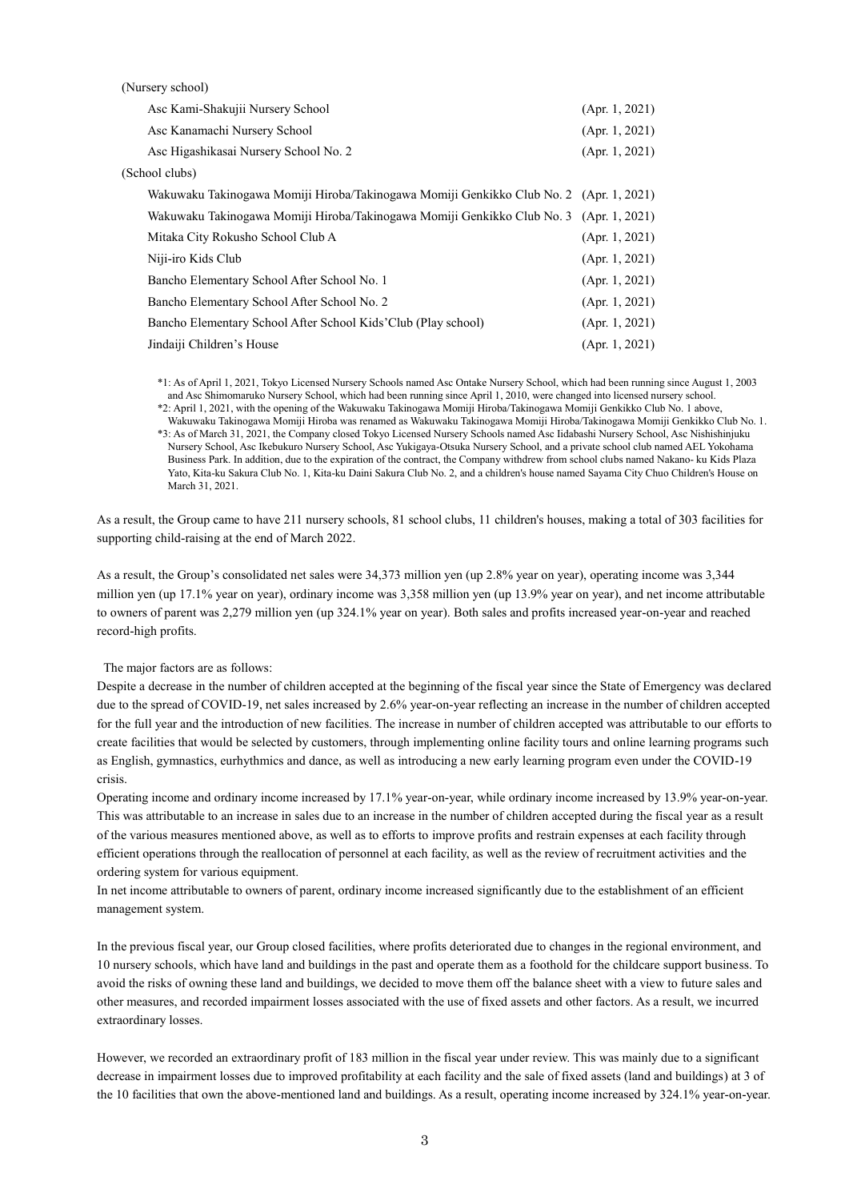(Nursery school)

| | |
|---|---|
| Asc Kami-Shakujii Nursery School | (Apr. 1, 2021) |
| Asc Kanamachi Nursery School | (Apr. 1, 2021) |
| Asc Higashikasai Nursery School No. 2 | (Apr. 1, 2021) |

(School clubs)

| | |
|---|---|
| Wakuwaku Takinogawa Momiji Hiroba/Takinogawa Momiji Genkikko Club No. 2 | (Apr. 1, 2021) |
| Wakuwaku Takinogawa Momiji Hiroba/Takinogawa Momiji Genkikko Club No. 3 | (Apr. 1, 2021) |
| Mitaka City Rokusho School Club A | (Apr. 1, 2021) |
| Niji-iro Kids Club | (Apr. 1, 2021) |
| Bancho Elementary School After School No. 1 | (Apr. 1, 2021) |
| Bancho Elementary School After School No. 2 | (Apr. 1, 2021) |
| Bancho Elementary School After School Kids'Club (Play school) | (Apr. 1, 2021) |
| Jindaiji Children's House | (Apr. 1, 2021) |

*1: As of April 1, 2021, Tokyo Licensed Nursery Schools named Asc Ontake Nursery School, which had been running since August 1, 2003 and Asc Shimomaruko Nursery School, which had been running since April 1, 2010, were changed into licensed nursery school.

*2: April 1, 2021, with the opening of the Wakuwaku Takinogawa Momiji Hiroba/Takinogawa Momiji Genkikko Club No. 1 above, Wakuwaku Takinogawa Momiji Hiroba was renamed as Wakuwaku Takinogawa Momiji Hiroba/Takinogawa Momiji Genkikko Club No. 1.

*3: As of March 31, 2021, the Company closed Tokyo Licensed Nursery Schools named Asc Iidabashi Nursery School, Asc Nishishinjuku Nursery School, Asc Ikebukuro Nursery School, Asc Yukigaya-Otsuka Nursery School, and a private school club named AEL Yokohama Business Park. In addition, due to the expiration of the contract, the Company withdrew from school clubs named Nakano- ku Kids Plaza Yato, Kita-ku Sakura Club No. 1, Kita-ku Daini Sakura Club No. 2, and a children's house named Sayama City Chuo Children's House on March 31, 2021.

As a result, the Group came to have 211 nursery schools, 81 school clubs, 11 children's houses, making a total of 303 facilities for supporting child-raising at the end of March 2022.

As a result, the Group's consolidated net sales were 34,373 million yen (up 2.8% year on year), operating income was 3,344 million yen (up 17.1% year on year), ordinary income was 3,358 million yen (up 13.9% year on year), and net income attributable to owners of parent was 2,279 million yen (up 324.1% year on year). Both sales and profits increased year-on-year and reached record-high profits.

The major factors are as follows:

Despite a decrease in the number of children accepted at the beginning of the fiscal year since the State of Emergency was declared due to the spread of COVID-19, net sales increased by 2.6% year-on-year reflecting an increase in the number of children accepted for the full year and the introduction of new facilities. The increase in number of children accepted was attributable to our efforts to create facilities that would be selected by customers, through implementing online facility tours and online learning programs such as English, gymnastics, eurhythmics and dance, as well as introducing a new early learning program even under the COVID-19 crisis.

Operating income and ordinary income increased by 17.1% year-on-year, while ordinary income increased by 13.9% year-on-year. This was attributable to an increase in sales due to an increase in the number of children accepted during the fiscal year as a result of the various measures mentioned above, as well as to efforts to improve profits and restrain expenses at each facility through efficient operations through the reallocation of personnel at each facility, as well as the review of recruitment activities and the ordering system for various equipment.

In net income attributable to owners of parent, ordinary income increased significantly due to the establishment of an efficient management system.

In the previous fiscal year, our Group closed facilities, where profits deteriorated due to changes in the regional environment, and 10 nursery schools, which have land and buildings in the past and operate them as a foothold for the childcare support business. To avoid the risks of owning these land and buildings, we decided to move them off the balance sheet with a view to future sales and other measures, and recorded impairment losses associated with the use of fixed assets and other factors. As a result, we incurred extraordinary losses.

However, we recorded an extraordinary profit of 183 million in the fiscal year under review. This was mainly due to a significant decrease in impairment losses due to improved profitability at each facility and the sale of fixed assets (land and buildings) at 3 of the 10 facilities that own the above-mentioned land and buildings. As a result, operating income increased by 324.1% year-on-year.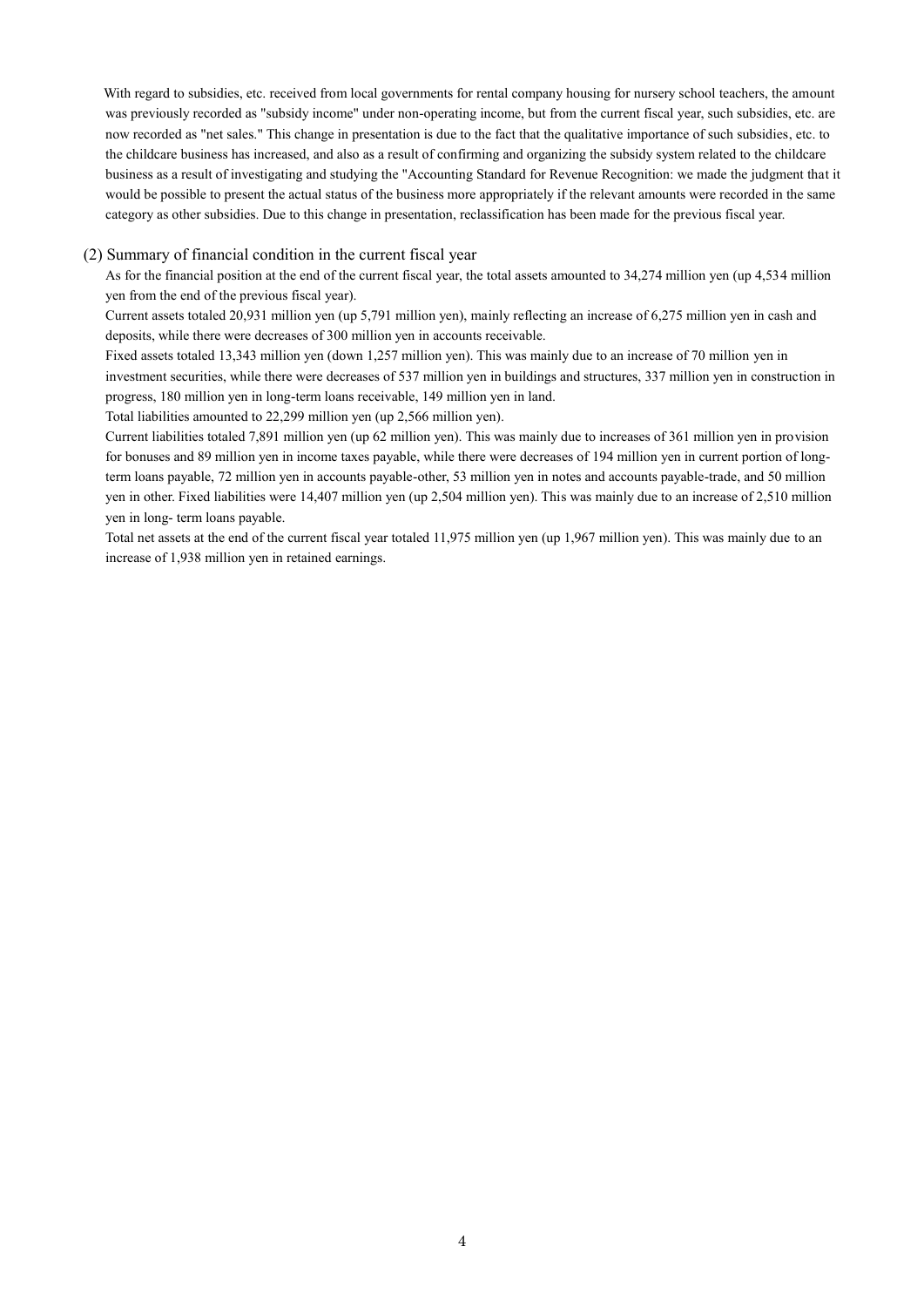With regard to subsidies, etc. received from local governments for rental company housing for nursery school teachers, the amount was previously recorded as "subsidy income" under non-operating income, but from the current fiscal year, such subsidies, etc. are now recorded as "net sales." This change in presentation is due to the fact that the qualitative importance of such subsidies, etc. to the childcare business has increased, and also as a result of confirming and organizing the subsidy system related to the childcare business as a result of investigating and studying the "Accounting Standard for Revenue Recognition: we made the judgment that it would be possible to present the actual status of the business more appropriately if the relevant amounts were recorded in the same category as other subsidies. Due to this change in presentation, reclassification has been made for the previous fiscal year.

(2) Summary of financial condition in the current fiscal year

As for the financial position at the end of the current fiscal year, the total assets amounted to 34,274 million yen (up 4,534 million yen from the end of the previous fiscal year).

Current assets totaled 20,931 million yen (up 5,791 million yen), mainly reflecting an increase of 6,275 million yen in cash and deposits, while there were decreases of 300 million yen in accounts receivable.

Fixed assets totaled 13,343 million yen (down 1,257 million yen). This was mainly due to an increase of 70 million yen in investment securities, while there were decreases of 537 million yen in buildings and structures, 337 million yen in construction in progress, 180 million yen in long-term loans receivable, 149 million yen in land.

Total liabilities amounted to 22,299 million yen (up 2,566 million yen).

Current liabilities totaled 7,891 million yen (up 62 million yen). This was mainly due to increases of 361 million yen in provision for bonuses and 89 million yen in income taxes payable, while there were decreases of 194 million yen in current portion of long-term loans payable, 72 million yen in accounts payable-other, 53 million yen in notes and accounts payable-trade, and 50 million yen in other. Fixed liabilities were 14,407 million yen (up 2,504 million yen). This was mainly due to an increase of 2,510 million yen in long- term loans payable.

Total net assets at the end of the current fiscal year totaled 11,975 million yen (up 1,967 million yen). This was mainly due to an increase of 1,938 million yen in retained earnings.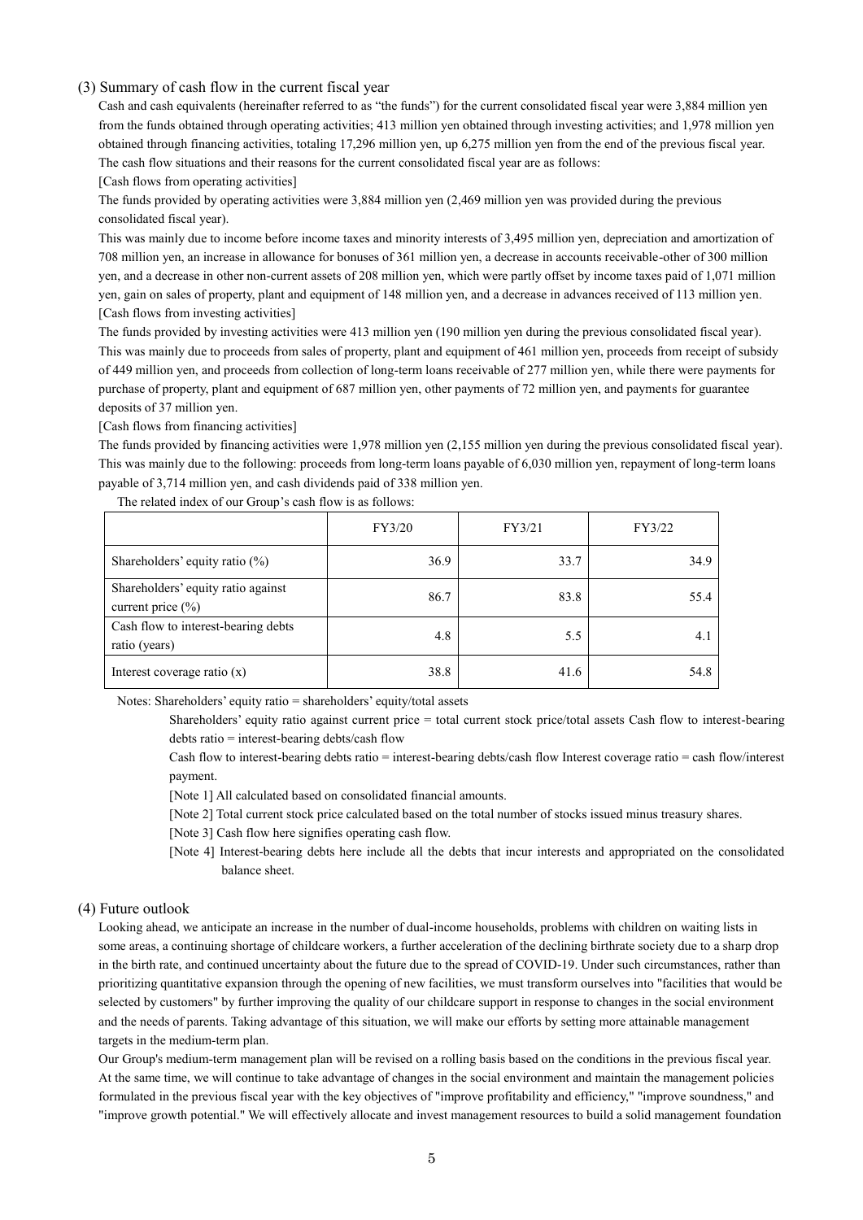### (3) Summary of cash flow in the current fiscal year

Cash and cash equivalents (hereinafter referred to as "the funds") for the current consolidated fiscal year were 3,884 million yen from the funds obtained through operating activities; 413 million yen obtained through investing activities; and 1,978 million yen obtained through financing activities, totaling 17,296 million yen, up 6,275 million yen from the end of the previous fiscal year. The cash flow situations and their reasons for the current consolidated fiscal year are as follows:

[Cash flows from operating activities]

The funds provided by operating activities were 3,884 million yen (2,469 million yen was provided during the previous consolidated fiscal year).

This was mainly due to income before income taxes and minority interests of 3,495 million yen, depreciation and amortization of 708 million yen, an increase in allowance for bonuses of 361 million yen, a decrease in accounts receivable-other of 300 million yen, and a decrease in other non-current assets of 208 million yen, which were partly offset by income taxes paid of 1,071 million yen, gain on sales of property, plant and equipment of 148 million yen, and a decrease in advances received of 113 million yen.

[Cash flows from investing activities]

The funds provided by investing activities were 413 million yen (190 million yen during the previous consolidated fiscal year). This was mainly due to proceeds from sales of property, plant and equipment of 461 million yen, proceeds from receipt of subsidy of 449 million yen, and proceeds from collection of long-term loans receivable of 277 million yen, while there were payments for purchase of property, plant and equipment of 687 million yen, other payments of 72 million yen, and payments for guarantee deposits of 37 million yen.

[Cash flows from financing activities]

The funds provided by financing activities were 1,978 million yen (2,155 million yen during the previous consolidated fiscal year). This was mainly due to the following: proceeds from long-term loans payable of 6,030 million yen, repayment of long-term loans payable of 3,714 million yen, and cash dividends paid of 338 million yen.

The related index of our Group's cash flow is as follows:

| | FY3/20 | FY3/21 | FY3/22 |
|---|---|---|---|
| Shareholders' equity ratio (%) | 36.9 | 33.7 | 34.9 |
| Shareholders' equity ratio against current price (%) | 86.7 | 83.8 | 55.4 |
| Cash flow to interest-bearing debts ratio (years) | 4.8 | 5.5 | 4.1 |
| Interest coverage ratio (x) | 38.8 | 41.6 | 54.8 |

Notes: Shareholders' equity ratio = shareholders' equity/total assets

Shareholders' equity ratio against current price = total current stock price/total assets Cash flow to interest-bearing debts ratio = interest-bearing debts/cash flow

Cash flow to interest-bearing debts ratio = interest-bearing debts/cash flow Interest coverage ratio = cash flow/interest payment.

[Note 1] All calculated based on consolidated financial amounts.

[Note 2] Total current stock price calculated based on the total number of stocks issued minus treasury shares.

[Note 3] Cash flow here signifies operating cash flow.

[Note 4] Interest-bearing debts here include all the debts that incur interests and appropriated on the consolidated balance sheet.

### (4) Future outlook

Looking ahead, we anticipate an increase in the number of dual-income households, problems with children on waiting lists in some areas, a continuing shortage of childcare workers, a further acceleration of the declining birthrate society due to a sharp drop in the birth rate, and continued uncertainty about the future due to the spread of COVID-19. Under such circumstances, rather than prioritizing quantitative expansion through the opening of new facilities, we must transform ourselves into "facilities that would be selected by customers" by further improving the quality of our childcare support in response to changes in the social environment and the needs of parents. Taking advantage of this situation, we will make our efforts by setting more attainable management targets in the medium-term plan.

Our Group's medium-term management plan will be revised on a rolling basis based on the conditions in the previous fiscal year. At the same time, we will continue to take advantage of changes in the social environment and maintain the management policies formulated in the previous fiscal year with the key objectives of "improve profitability and efficiency," "improve soundness," and "improve growth potential." We will effectively allocate and invest management resources to build a solid management foundation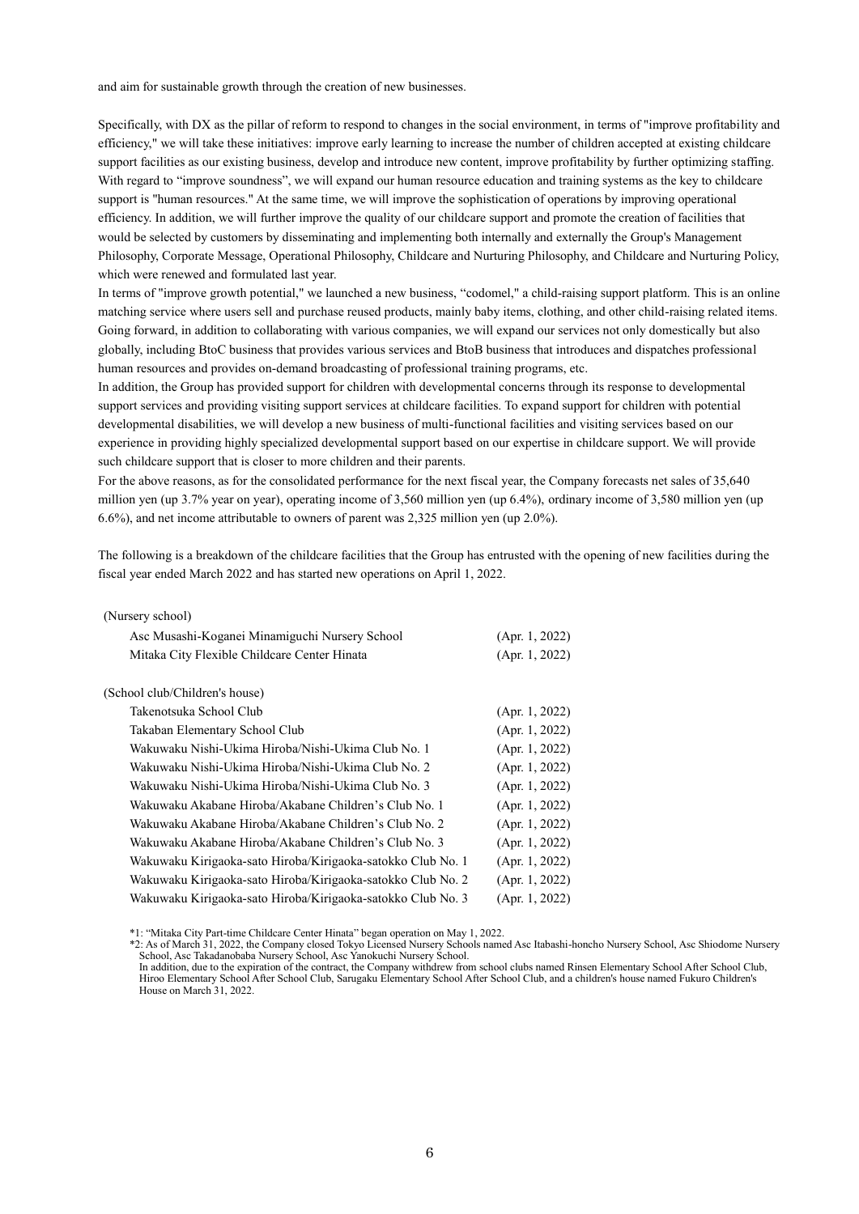and aim for sustainable growth through the creation of new businesses.

Specifically, with DX as the pillar of reform to respond to changes in the social environment, in terms of "improve profitability and efficiency," we will take these initiatives: improve early learning to increase the number of children accepted at existing childcare support facilities as our existing business, develop and introduce new content, improve profitability by further optimizing staffing. With regard to "improve soundness", we will expand our human resource education and training systems as the key to childcare support is "human resources." At the same time, we will improve the sophistication of operations by improving operational efficiency. In addition, we will further improve the quality of our childcare support and promote the creation of facilities that would be selected by customers by disseminating and implementing both internally and externally the Group's Management Philosophy, Corporate Message, Operational Philosophy, Childcare and Nurturing Philosophy, and Childcare and Nurturing Policy, which were renewed and formulated last year.

In terms of "improve growth potential," we launched a new business, "codomel," a child-raising support platform. This is an online matching service where users sell and purchase reused products, mainly baby items, clothing, and other child-raising related items. Going forward, in addition to collaborating with various companies, we will expand our services not only domestically but also globally, including BtoC business that provides various services and BtoB business that introduces and dispatches professional human resources and provides on-demand broadcasting of professional training programs, etc.

In addition, the Group has provided support for children with developmental concerns through its response to developmental support services and providing visiting support services at childcare facilities. To expand support for children with potential developmental disabilities, we will develop a new business of multi-functional facilities and visiting services based on our experience in providing highly specialized developmental support based on our expertise in childcare support. We will provide such childcare support that is closer to more children and their parents.

For the above reasons, as for the consolidated performance for the next fiscal year, the Company forecasts net sales of 35,640 million yen (up 3.7% year on year), operating income of 3,560 million yen (up 6.4%), ordinary income of 3,580 million yen (up 6.6%), and net income attributable to owners of parent was 2,325 million yen (up 2.0%).

The following is a breakdown of the childcare facilities that the Group has entrusted with the opening of new facilities during the fiscal year ended March 2022 and has started new operations on April 1, 2022.

(Nursery school)

| | |
|---|---|
| Asc Musashi-Koganei Minamiguchi Nursery School | (Apr. 1, 2022) |
| Mitaka City Flexible Childcare Center Hinata | (Apr. 1, 2022) |

(School club/Children's house)

| | |
|---|---|
| Takenotsuka School Club | (Apr. 1, 2022) |
| Takaban Elementary School Club | (Apr. 1, 2022) |
| Wakuwaku Nishi-Ukima Hiroba/Nishi-Ukima Club No. 1 | (Apr. 1, 2022) |
| Wakuwaku Nishi-Ukima Hiroba/Nishi-Ukima Club No. 2 | (Apr. 1, 2022) |
| Wakuwaku Nishi-Ukima Hiroba/Nishi-Ukima Club No. 3 | (Apr. 1, 2022) |
| Wakuwaku Akabane Hiroba/Akabane Children's Club No. 1 | (Apr. 1, 2022) |
| Wakuwaku Akabane Hiroba/Akabane Children's Club No. 2 | (Apr. 1, 2022) |
| Wakuwaku Akabane Hiroba/Akabane Children's Club No. 3 | (Apr. 1, 2022) |
| Wakuwaku Kirigaoka-sato Hiroba/Kirigaoka-satokko Club No. 1 | (Apr. 1, 2022) |
| Wakuwaku Kirigaoka-sato Hiroba/Kirigaoka-satokko Club No. 2 | (Apr. 1, 2022) |
| Wakuwaku Kirigaoka-sato Hiroba/Kirigaoka-satokko Club No. 3 | (Apr. 1, 2022) |

*1: "Mitaka City Part-time Childcare Center Hinata" began operation on May 1, 2022.
*2: As of March 31, 2022, the Company closed Tokyo Licensed Nursery Schools named Asc Itabashi-honcho Nursery School, Asc Shiodome Nursery School, Asc Takadanobaba Nursery School, Asc Yanokuchi Nursery School.
In addition, due to the expiration of the contract, the Company withdrew from school clubs named Rinsen Elementary School After School Club, Hiroo Elementary School After School Club, Sarugaku Elementary School After School Club, and a children's house named Fukuro Children's House on March 31, 2022.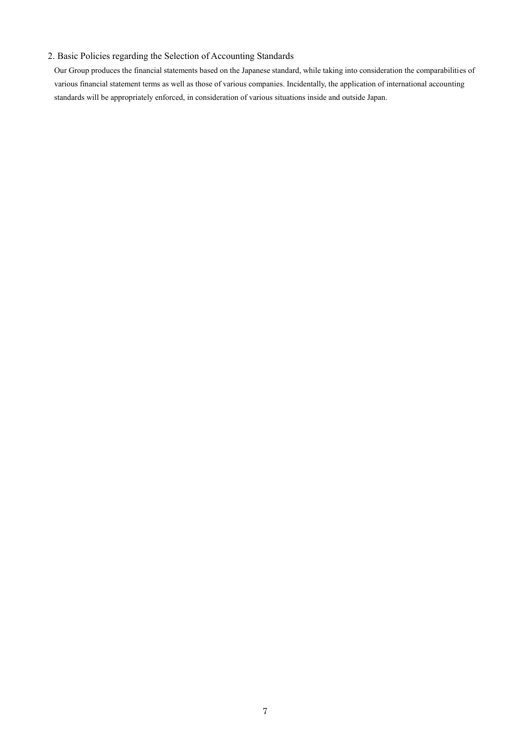## 2. Basic Policies regarding the Selection of Accounting Standards

Our Group produces the financial statements based on the Japanese standard, while taking into consideration the comparabilities of various financial statement terms as well as those of various companies. Incidentally, the application of international accounting standards will be appropriately enforced, in consideration of various situations inside and outside Japan.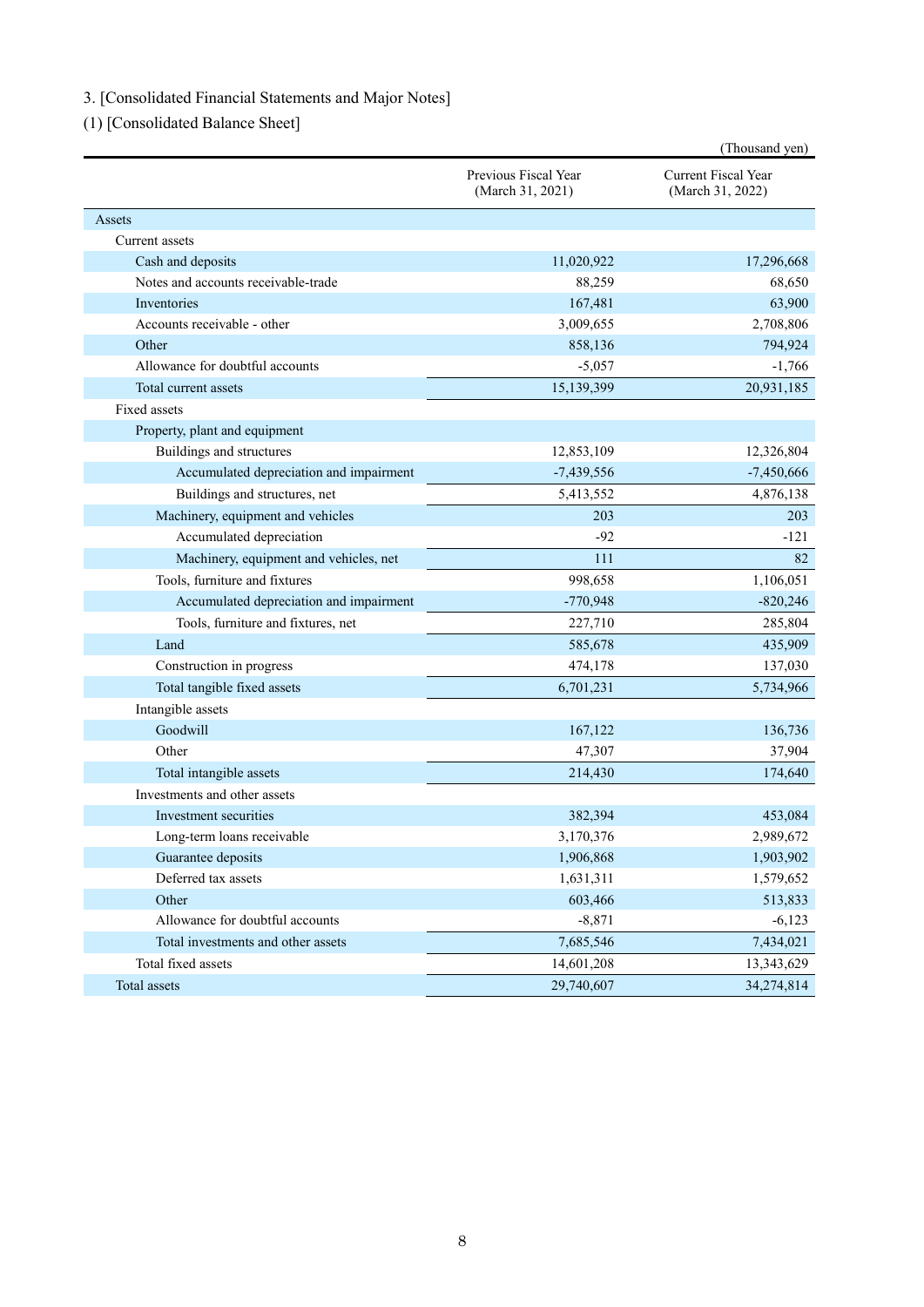3. [Consolidated Financial Statements and Major Notes]

(1) [Consolidated Balance Sheet]

(Thousand yen)

| | Previous Fiscal Year (March 31, 2021) | Current Fiscal Year (March 31, 2022) |
|---|---|---|
| Assets | | |
| Current assets | | |
| Cash and deposits | 11,020,922 | 17,296,668 |
| Notes and accounts receivable-trade | 88,259 | 68,650 |
| Inventories | 167,481 | 63,900 |
| Accounts receivable - other | 3,009,655 | 2,708,806 |
| Other | 858,136 | 794,924 |
| Allowance for doubtful accounts | -5,057 | -1,766 |
| Total current assets | 15,139,399 | 20,931,185 |
| Fixed assets | | |
| Property, plant and equipment | | |
| Buildings and structures | 12,853,109 | 12,326,804 |
| Accumulated depreciation and impairment | -7,439,556 | -7,450,666 |
| Buildings and structures, net | 5,413,552 | 4,876,138 |
| Machinery, equipment and vehicles | 203 | 203 |
| Accumulated depreciation | -92 | -121 |
| Machinery, equipment and vehicles, net | 111 | 82 |
| Tools, furniture and fixtures | 998,658 | 1,106,051 |
| Accumulated depreciation and impairment | -770,948 | -820,246 |
| Tools, furniture and fixtures, net | 227,710 | 285,804 |
| Land | 585,678 | 435,909 |
| Construction in progress | 474,178 | 137,030 |
| Total tangible fixed assets | 6,701,231 | 5,734,966 |
| Intangible assets | | |
| Goodwill | 167,122 | 136,736 |
| Other | 47,307 | 37,904 |
| Total intangible assets | 214,430 | 174,640 |
| Investments and other assets | | |
| Investment securities | 382,394 | 453,084 |
| Long-term loans receivable | 3,170,376 | 2,989,672 |
| Guarantee deposits | 1,906,868 | 1,903,902 |
| Deferred tax assets | 1,631,311 | 1,579,652 |
| Other | 603,466 | 513,833 |
| Allowance for doubtful accounts | -8,871 | -6,123 |
| Total investments and other assets | 7,685,546 | 7,434,021 |
| Total fixed assets | 14,601,208 | 13,343,629 |
| Total assets | 29,740,607 | 34,274,814 |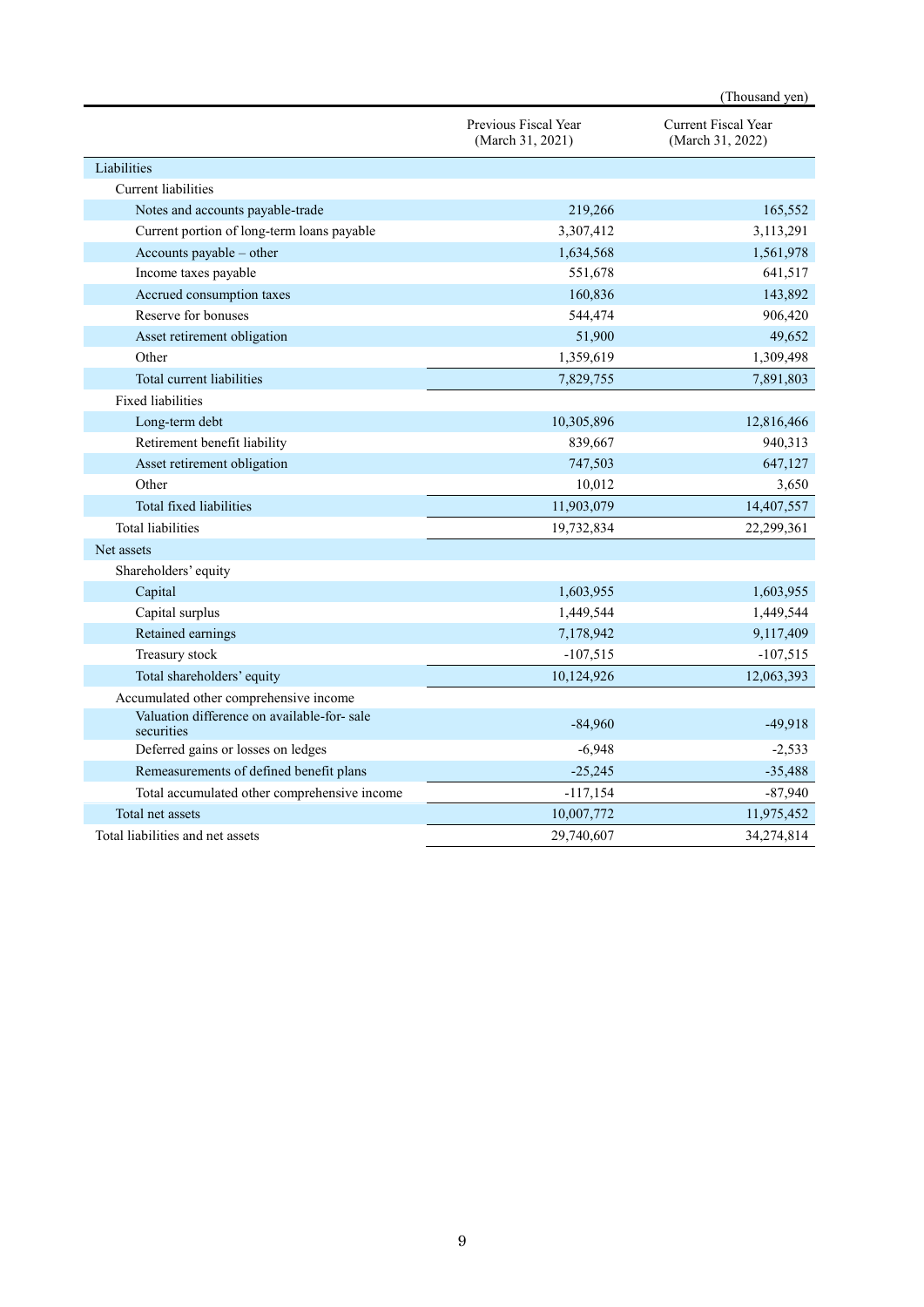(Thousand yen)

| | Previous Fiscal Year (March 31, 2021) | Current Fiscal Year (March 31, 2022) |
|---|---|---|
| Liabilities | | |
| Current liabilities | | |
| Notes and accounts payable-trade | 219,266 | 165,552 |
| Current portion of long-term loans payable | 3,307,412 | 3,113,291 |
| Accounts payable – other | 1,634,568 | 1,561,978 |
| Income taxes payable | 551,678 | 641,517 |
| Accrued consumption taxes | 160,836 | 143,892 |
| Reserve for bonuses | 544,474 | 906,420 |
| Asset retirement obligation | 51,900 | 49,652 |
| Other | 1,359,619 | 1,309,498 |
| Total current liabilities | 7,829,755 | 7,891,803 |
| Fixed liabilities | | |
| Long-term debt | 10,305,896 | 12,816,466 |
| Retirement benefit liability | 839,667 | 940,313 |
| Asset retirement obligation | 747,503 | 647,127 |
| Other | 10,012 | 3,650 |
| Total fixed liabilities | 11,903,079 | 14,407,557 |
| Total liabilities | 19,732,834 | 22,299,361 |
| Net assets | | |
| Shareholders' equity | | |
| Capital | 1,603,955 | 1,603,955 |
| Capital surplus | 1,449,544 | 1,449,544 |
| Retained earnings | 7,178,942 | 9,117,409 |
| Treasury stock | -107,515 | -107,515 |
| Total shareholders' equity | 10,124,926 | 12,063,393 |
| Accumulated other comprehensive income | | |
| Valuation difference on available-for- sale securities | -84,960 | -49,918 |
| Deferred gains or losses on ledges | -6,948 | -2,533 |
| Remeasurements of defined benefit plans | -25,245 | -35,488 |
| Total accumulated other comprehensive income | -117,154 | -87,940 |
| Total net assets | 10,007,772 | 11,975,452 |
| Total liabilities and net assets | 29,740,607 | 34,274,814 |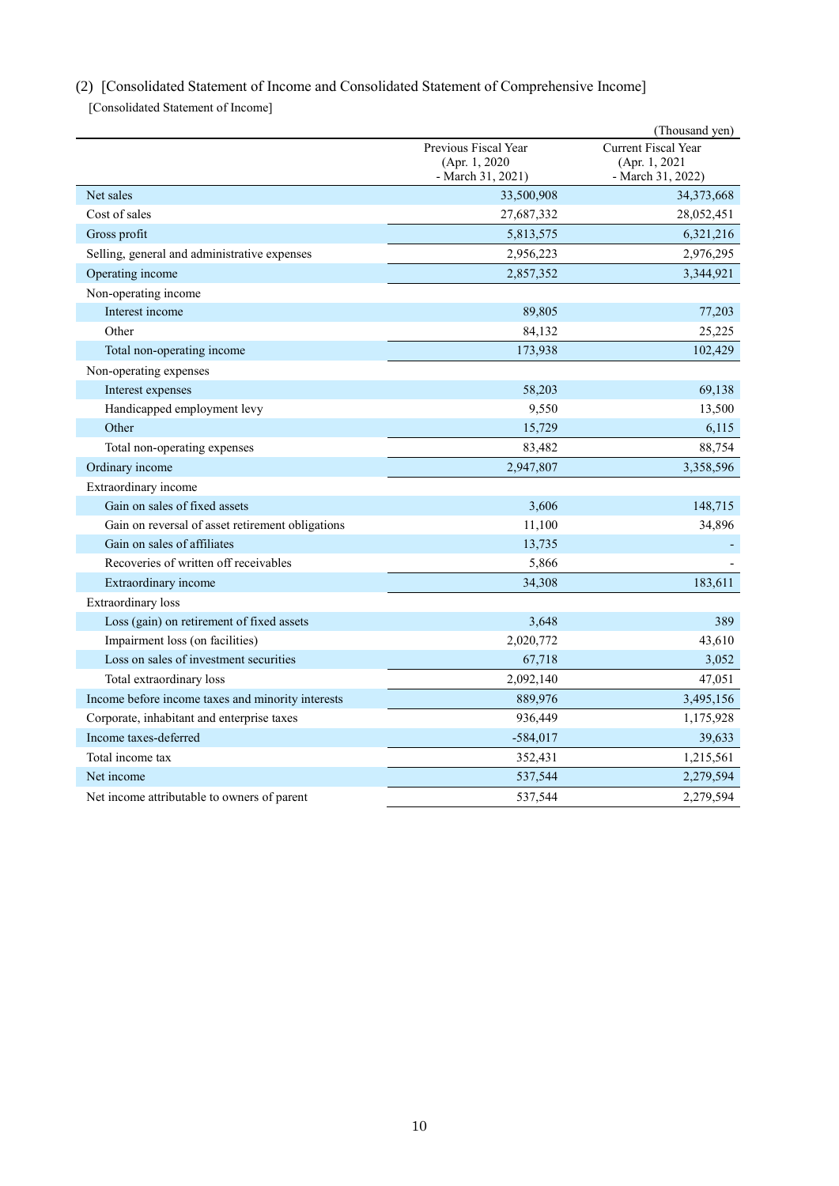## (2) [Consolidated Statement of Income and Consolidated Statement of Comprehensive Income]

[Consolidated Statement of Income]

(Thousand yen)

| | Previous Fiscal Year (Apr. 1, 2020 - March 31, 2021) | Current Fiscal Year (Apr. 1, 2021 - March 31, 2022) |
|---|---|---|
| Net sales | 33,500,908 | 34,373,668 |
| Cost of sales | 27,687,332 | 28,052,451 |
| Gross profit | 5,813,575 | 6,321,216 |
| Selling, general and administrative expenses | 2,956,223 | 2,976,295 |
| Operating income | 2,857,352 | 3,344,921 |
| Non-operating income | | |
| Interest income | 89,805 | 77,203 |
| Other | 84,132 | 25,225 |
| Total non-operating income | 173,938 | 102,429 |
| Non-operating expenses | | |
| Interest expenses | 58,203 | 69,138 |
| Handicapped employment levy | 9,550 | 13,500 |
| Other | 15,729 | 6,115 |
| Total non-operating expenses | 83,482 | 88,754 |
| Ordinary income | 2,947,807 | 3,358,596 |
| Extraordinary income | | |
| Gain on sales of fixed assets | 3,606 | 148,715 |
| Gain on reversal of asset retirement obligations | 11,100 | 34,896 |
| Gain on sales of affiliates | 13,735 | - |
| Recoveries of written off receivables | 5,866 | - |
| Extraordinary income | 34,308 | 183,611 |
| Extraordinary loss | | |
| Loss (gain) on retirement of fixed assets | 3,648 | 389 |
| Impairment loss (on facilities) | 2,020,772 | 43,610 |
| Loss on sales of investment securities | 67,718 | 3,052 |
| Total extraordinary loss | 2,092,140 | 47,051 |
| Income before income taxes and minority interests | 889,976 | 3,495,156 |
| Corporate, inhabitant and enterprise taxes | 936,449 | 1,175,928 |
| Income taxes-deferred | -584,017 | 39,633 |
| Total income tax | 352,431 | 1,215,561 |
| Net income | 537,544 | 2,279,594 |
| Net income attributable to owners of parent | 537,544 | 2,279,594 |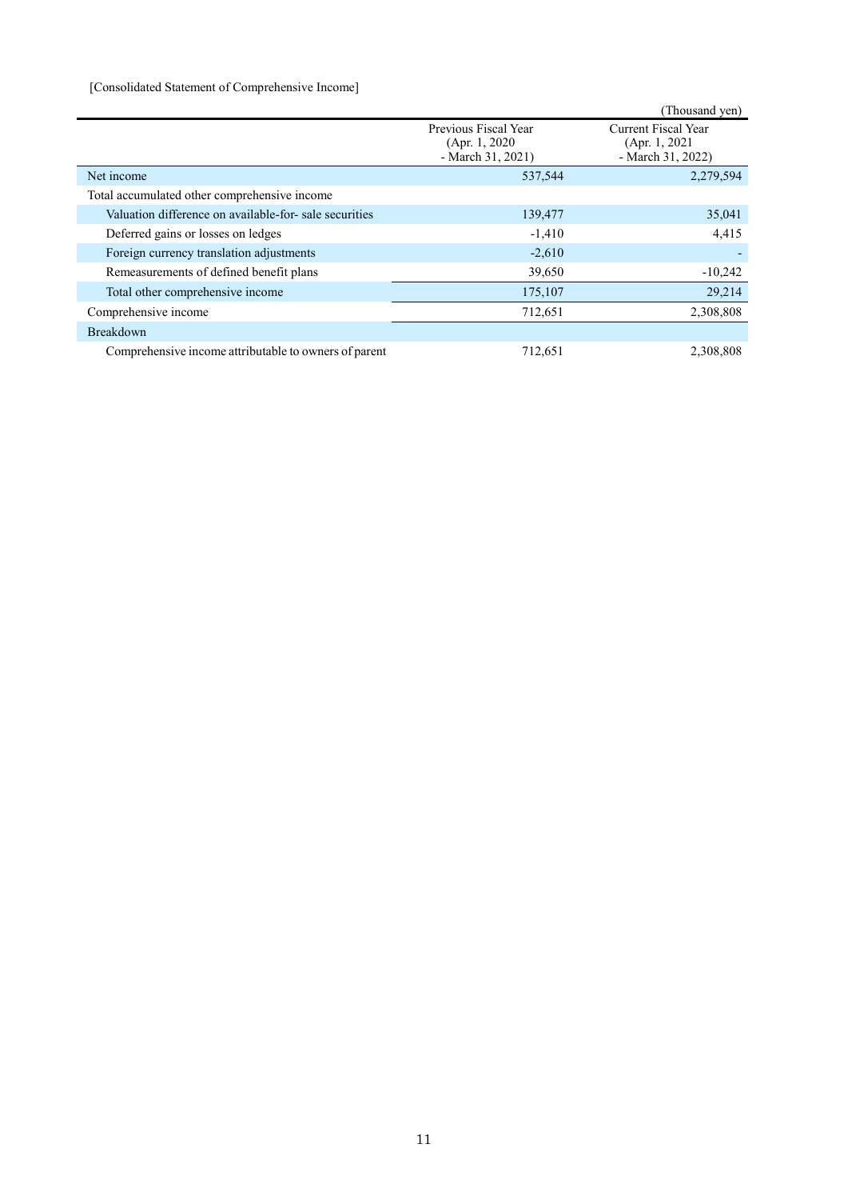[Consolidated Statement of Comprehensive Income]

(Thousand yen)

| | Previous Fiscal Year (Apr. 1, 2020 - March 31, 2021) | Current Fiscal Year (Apr. 1, 2021 - March 31, 2022) |
|---|---|---|
| Net income | 537,544 | 2,279,594 |
| Total accumulated other comprehensive income | | |
| Valuation difference on available-for- sale securities | 139,477 | 35,041 |
| Deferred gains or losses on ledges | -1,410 | 4,415 |
| Foreign currency translation adjustments | -2,610 | - |
| Remeasurements of defined benefit plans | 39,650 | -10,242 |
| Total other comprehensive income | 175,107 | 29,214 |
| Comprehensive income | 712,651 | 2,308,808 |
| Breakdown | | |
| Comprehensive income attributable to owners of parent | 712,651 | 2,308,808 |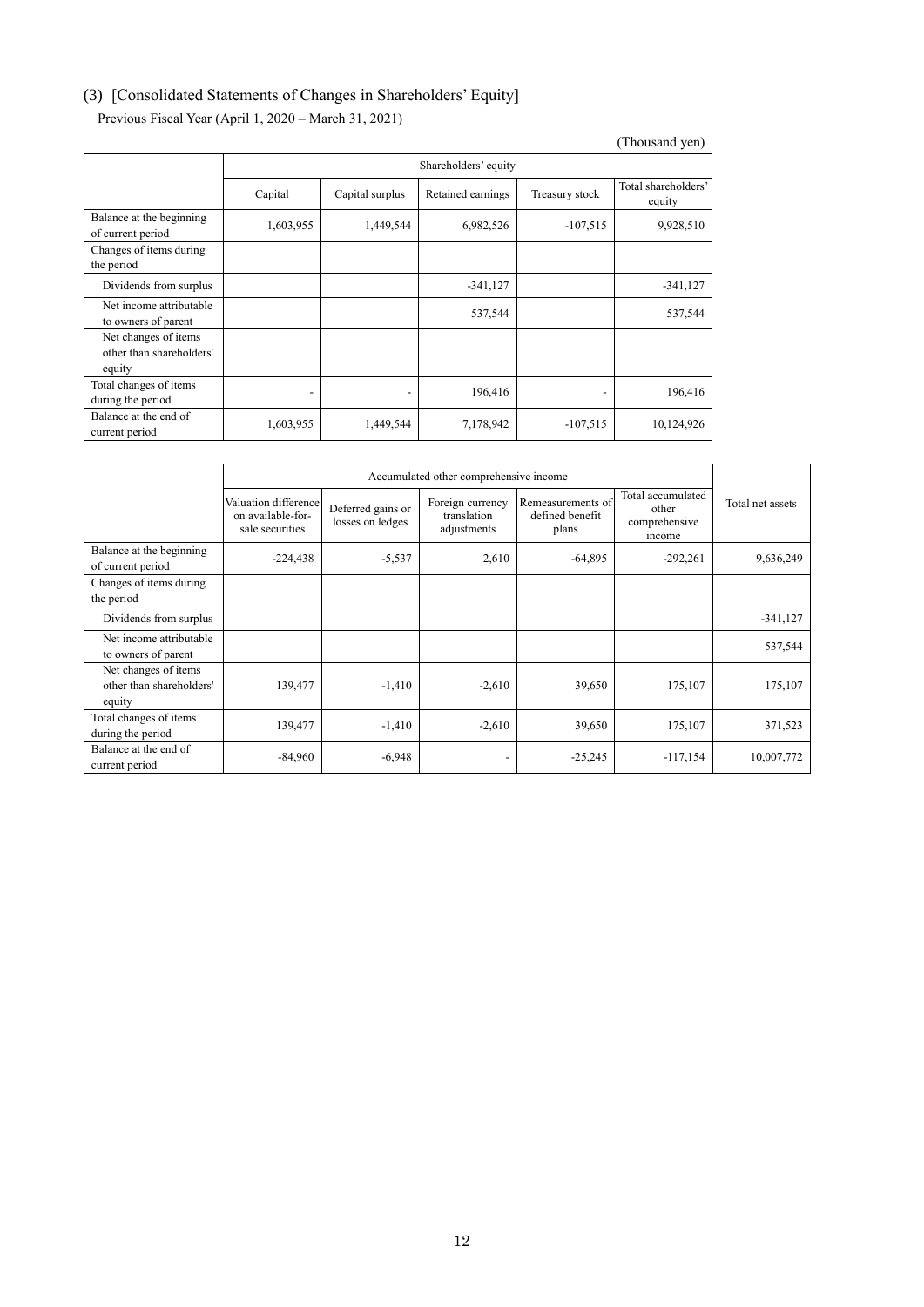## (3) [Consolidated Statements of Changes in Shareholders' Equity]

Previous Fiscal Year (April 1, 2020 – March 31, 2021)

(Thousand yen)

| | Shareholders' equity | | | | |
|---|---|---|---|---|---|
| | Capital | Capital surplus | Retained earnings | Treasury stock | Total shareholders' equity |
| Balance at the beginning of current period | 1,603,955 | 1,449,544 | 6,982,526 | -107,515 | 9,928,510 |
| Changes of items during the period | | | | | |
| Dividends from surplus | | | -341,127 | | -341,127 |
| Net income attributable to owners of parent | | | 537,544 | | 537,544 |
| Net changes of items other than shareholders' equity | | | | | |
| Total changes of items during the period | - | - | 196,416 | - | 196,416 |
| Balance at the end of current period | 1,603,955 | 1,449,544 | 7,178,942 | -107,515 | 10,124,926 |

| | Accumulated other comprehensive income | | | | | Total net assets |
|---|---|---|---|---|---|---|
| | Valuation difference on available-for-sale securities | Deferred gains or losses on ledges | Foreign currency translation adjustments | Remeasurements of defined benefit plans | Total accumulated other comprehensive income | |
| Balance at the beginning of current period | -224,438 | -5,537 | 2,610 | -64,895 | -292,261 | 9,636,249 |
| Changes of items during the period | | | | | | |
| Dividends from surplus | | | | | | -341,127 |
| Net income attributable to owners of parent | | | | | | 537,544 |
| Net changes of items other than shareholders' equity | 139,477 | -1,410 | -2,610 | 39,650 | 175,107 | 175,107 |
| Total changes of items during the period | 139,477 | -1,410 | -2,610 | 39,650 | 175,107 | 371,523 |
| Balance at the end of current period | -84,960 | -6,948 | - | -25,245 | -117,154 | 10,007,772 |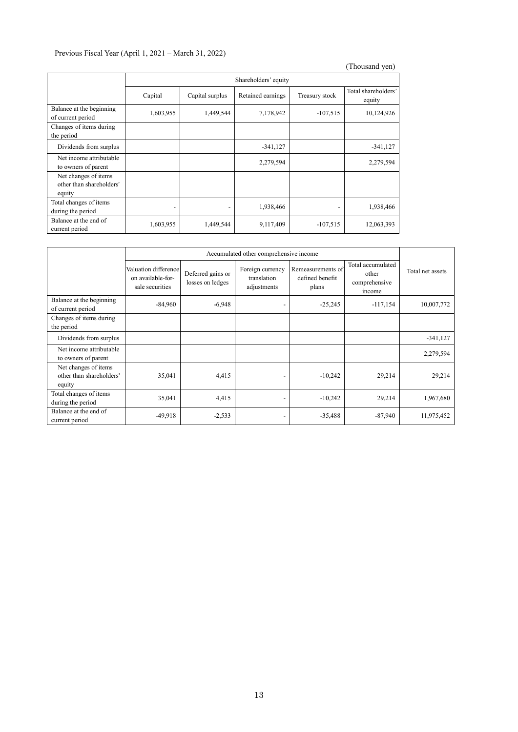Previous Fiscal Year (April 1, 2021 – March 31, 2022)

(Thousand yen)

| | Shareholders' equity | | | | |
|---|---|---|---|---|---|
| | Capital | Capital surplus | Retained earnings | Treasury stock | Total shareholders' equity |
| Balance at the beginning of current period | 1,603,955 | 1,449,544 | 7,178,942 | -107,515 | 10,124,926 |
| Changes of items during the period | | | | | |
| Dividends from surplus | | | -341,127 | | -341,127 |
| Net income attributable to owners of parent | | | 2,279,594 | | 2,279,594 |
| Net changes of items other than shareholders' equity | | | | | |
| Total changes of items during the period | - | - | 1,938,466 | - | 1,938,466 |
| Balance at the end of current period | 1,603,955 | 1,449,544 | 9,117,409 | -107,515 | 12,063,393 |

| | Accumulated other comprehensive income | | | | | Total net assets |
|---|---|---|---|---|---|---|
| | Valuation difference on available-for-sale securities | Deferred gains or losses on ledges | Foreign currency translation adjustments | Remeasurements of defined benefit plans | Total accumulated other comprehensive income | |
| Balance at the beginning of current period | -84,960 | -6,948 | - | -25,245 | -117,154 | 10,007,772 |
| Changes of items during the period | | | | | | |
| Dividends from surplus | | | | | | -341,127 |
| Net income attributable to owners of parent | | | | | | 2,279,594 |
| Net changes of items other than shareholders' equity | 35,041 | 4,415 | - | -10,242 | 29,214 | 29,214 |
| Total changes of items during the period | 35,041 | 4,415 | - | -10,242 | 29,214 | 1,967,680 |
| Balance at the end of current period | -49,918 | -2,533 | - | -35,488 | -87,940 | 11,975,452 |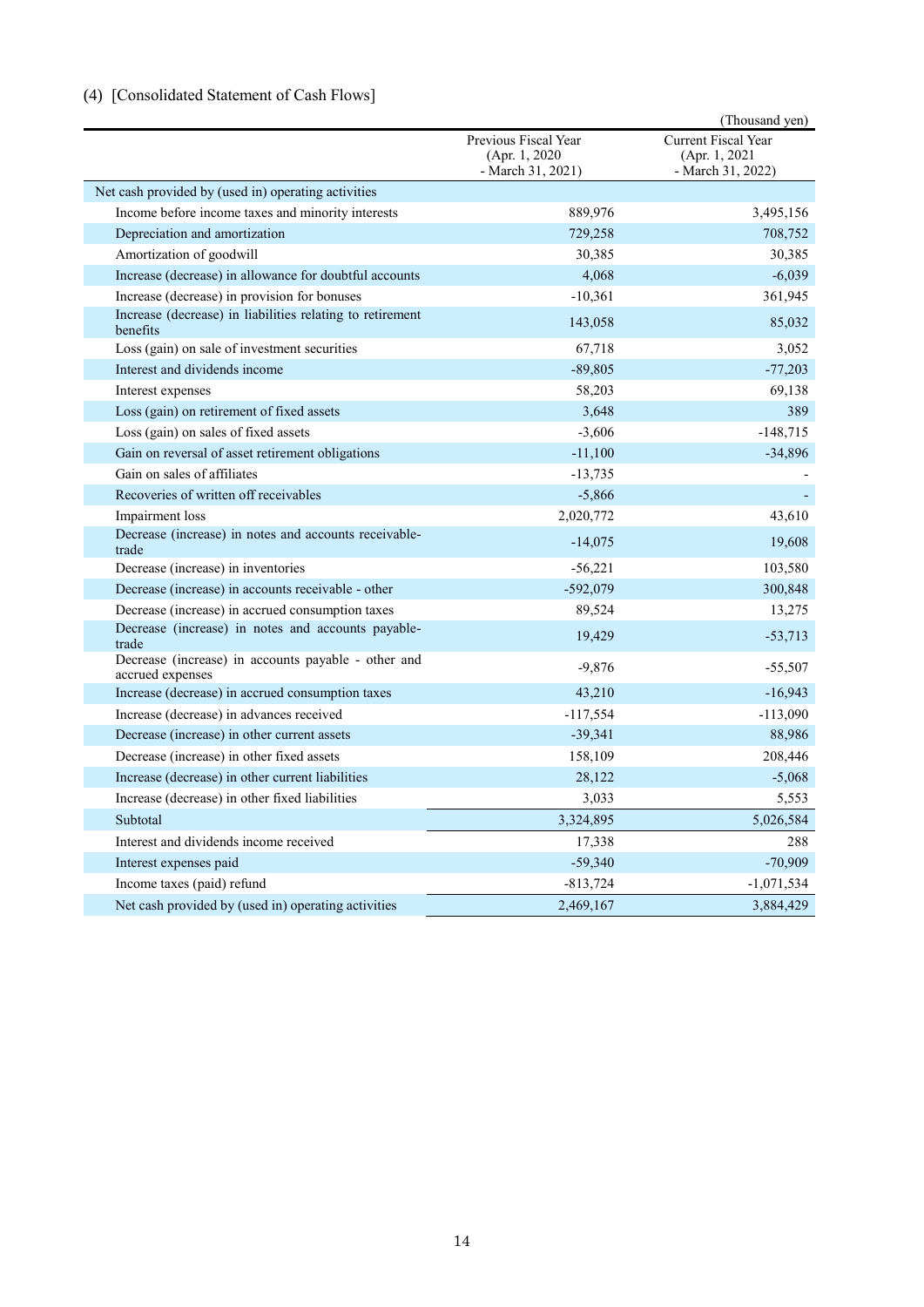## (4) [Consolidated Statement of Cash Flows]

(Thousand yen)

| | Previous Fiscal Year (Apr. 1, 2020 - March 31, 2021) | Current Fiscal Year (Apr. 1, 2021 - March 31, 2022) |
|---|---|---|
| Net cash provided by (used in) operating activities | | |
| Income before income taxes and minority interests | 889,976 | 3,495,156 |
| Depreciation and amortization | 729,258 | 708,752 |
| Amortization of goodwill | 30,385 | 30,385 |
| Increase (decrease) in allowance for doubtful accounts | 4,068 | -6,039 |
| Increase (decrease) in provision for bonuses | -10,361 | 361,945 |
| Increase (decrease) in liabilities relating to retirement benefits | 143,058 | 85,032 |
| Loss (gain) on sale of investment securities | 67,718 | 3,052 |
| Interest and dividends income | -89,805 | -77,203 |
| Interest expenses | 58,203 | 69,138 |
| Loss (gain) on retirement of fixed assets | 3,648 | 389 |
| Loss (gain) on sales of fixed assets | -3,606 | -148,715 |
| Gain on reversal of asset retirement obligations | -11,100 | -34,896 |
| Gain on sales of affiliates | -13,735 | - |
| Recoveries of written off receivables | -5,866 | - |
| Impairment loss | 2,020,772 | 43,610 |
| Decrease (increase) in notes and accounts receivable-trade | -14,075 | 19,608 |
| Decrease (increase) in inventories | -56,221 | 103,580 |
| Decrease (increase) in accounts receivable - other | -592,079 | 300,848 |
| Decrease (increase) in accrued consumption taxes | 89,524 | 13,275 |
| Decrease (increase) in notes and accounts payable-trade | 19,429 | -53,713 |
| Decrease (increase) in accounts payable - other and accrued expenses | -9,876 | -55,507 |
| Increase (decrease) in accrued consumption taxes | 43,210 | -16,943 |
| Increase (decrease) in advances received | -117,554 | -113,090 |
| Decrease (increase) in other current assets | -39,341 | 88,986 |
| Decrease (increase) in other fixed assets | 158,109 | 208,446 |
| Increase (decrease) in other current liabilities | 28,122 | -5,068 |
| Increase (decrease) in other fixed liabilities | 3,033 | 5,553 |
| Subtotal | 3,324,895 | 5,026,584 |
| Interest and dividends income received | 17,338 | 288 |
| Interest expenses paid | -59,340 | -70,909 |
| Income taxes (paid) refund | -813,724 | -1,071,534 |
| Net cash provided by (used in) operating activities | 2,469,167 | 3,884,429 |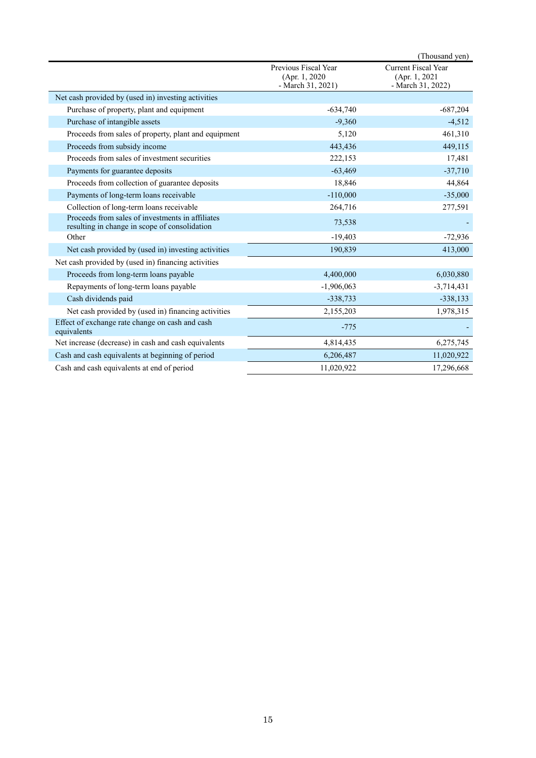(Thousand yen)

| | Previous Fiscal Year (Apr. 1, 2020 - March 31, 2021) | Current Fiscal Year (Apr. 1, 2021 - March 31, 2022) |
|---|---|---|
| Net cash provided by (used in) investing activities | | |
| Purchase of property, plant and equipment | -634,740 | -687,204 |
| Purchase of intangible assets | -9,360 | -4,512 |
| Proceeds from sales of property, plant and equipment | 5,120 | 461,310 |
| Proceeds from subsidy income | 443,436 | 449,115 |
| Proceeds from sales of investment securities | 222,153 | 17,481 |
| Payments for guarantee deposits | -63,469 | -37,710 |
| Proceeds from collection of guarantee deposits | 18,846 | 44,864 |
| Payments of long-term loans receivable | -110,000 | -35,000 |
| Collection of long-term loans receivable | 264,716 | 277,591 |
| Proceeds from sales of investments in affiliates resulting in change in scope of consolidation | 73,538 | - |
| Other | -19,403 | -72,936 |
| Net cash provided by (used in) investing activities | 190,839 | 413,000 |
| Net cash provided by (used in) financing activities | | |
| Proceeds from long-term loans payable | 4,400,000 | 6,030,880 |
| Repayments of long-term loans payable | -1,906,063 | -3,714,431 |
| Cash dividends paid | -338,733 | -338,133 |
| Net cash provided by (used in) financing activities | 2,155,203 | 1,978,315 |
| Effect of exchange rate change on cash and cash equivalents | -775 | - |
| Net increase (decrease) in cash and cash equivalents | 4,814,435 | 6,275,745 |
| Cash and cash equivalents at beginning of period | 6,206,487 | 11,020,922 |
| Cash and cash equivalents at end of period | 11,020,922 | 17,296,668 |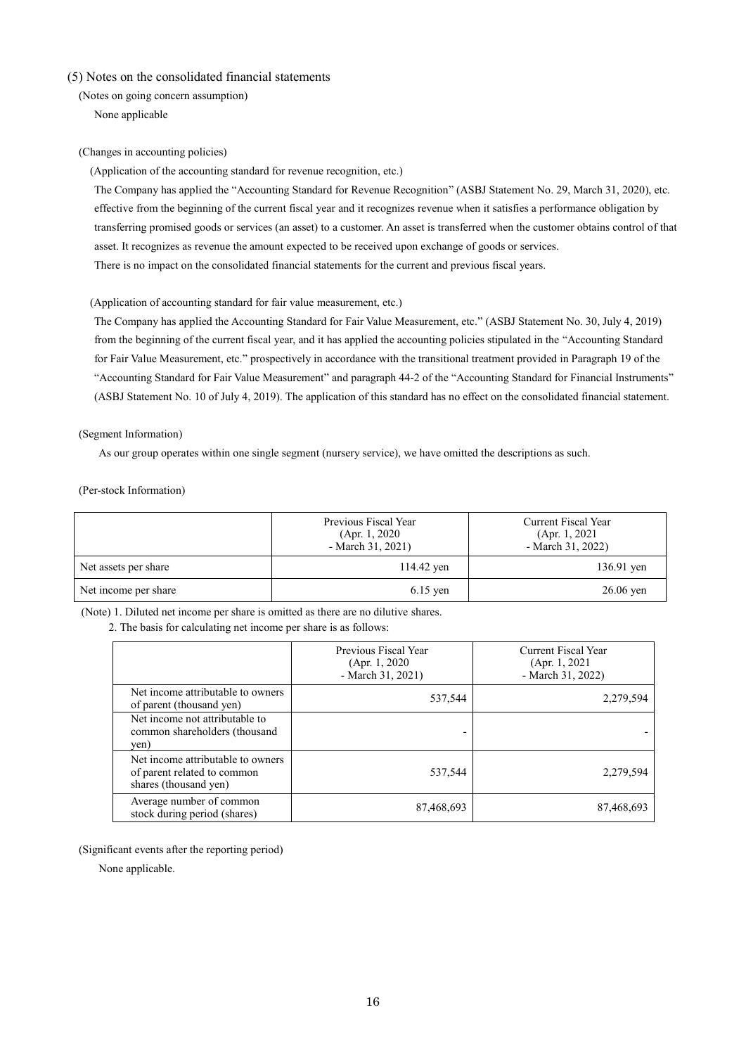## (5) Notes on the consolidated financial statements

(Notes on going concern assumption)

None applicable

(Changes in accounting policies)

(Application of the accounting standard for revenue recognition, etc.)

The Company has applied the "Accounting Standard for Revenue Recognition" (ASBJ Statement No. 29, March 31, 2020), etc. effective from the beginning of the current fiscal year and it recognizes revenue when it satisfies a performance obligation by transferring promised goods or services (an asset) to a customer. An asset is transferred when the customer obtains control of that asset. It recognizes as revenue the amount expected to be received upon exchange of goods or services.

There is no impact on the consolidated financial statements for the current and previous fiscal years.

(Application of accounting standard for fair value measurement, etc.)

The Company has applied the Accounting Standard for Fair Value Measurement, etc." (ASBJ Statement No. 30, July 4, 2019) from the beginning of the current fiscal year, and it has applied the accounting policies stipulated in the "Accounting Standard for Fair Value Measurement, etc." prospectively in accordance with the transitional treatment provided in Paragraph 19 of the "Accounting Standard for Fair Value Measurement" and paragraph 44-2 of the "Accounting Standard for Financial Instruments" (ASBJ Statement No. 10 of July 4, 2019). The application of this standard has no effect on the consolidated financial statement.

(Segment Information)

As our group operates within one single segment (nursery service), we have omitted the descriptions as such.

(Per-stock Information)

| | Previous Fiscal Year (Apr. 1, 2020 - March 31, 2021) | Current Fiscal Year (Apr. 1, 2021 - March 31, 2022) |
|---|---|---|
| Net assets per share | 114.42 yen | 136.91 yen |
| Net income per share | 6.15 yen | 26.06 yen |

(Note) 1. Diluted net income per share is omitted as there are no dilutive shares.

2. The basis for calculating net income per share is as follows:

| | Previous Fiscal Year (Apr. 1, 2020 - March 31, 2021) | Current Fiscal Year (Apr. 1, 2021 - March 31, 2022) |
|---|---|---|
| Net income attributable to owners of parent (thousand yen) | 537,544 | 2,279,594 |
| Net income not attributable to common shareholders (thousand yen) | - | - |
| Net income attributable to owners of parent related to common shares (thousand yen) | 537,544 | 2,279,594 |
| Average number of common stock during period (shares) | 87,468,693 | 87,468,693 |

(Significant events after the reporting period)

None applicable.